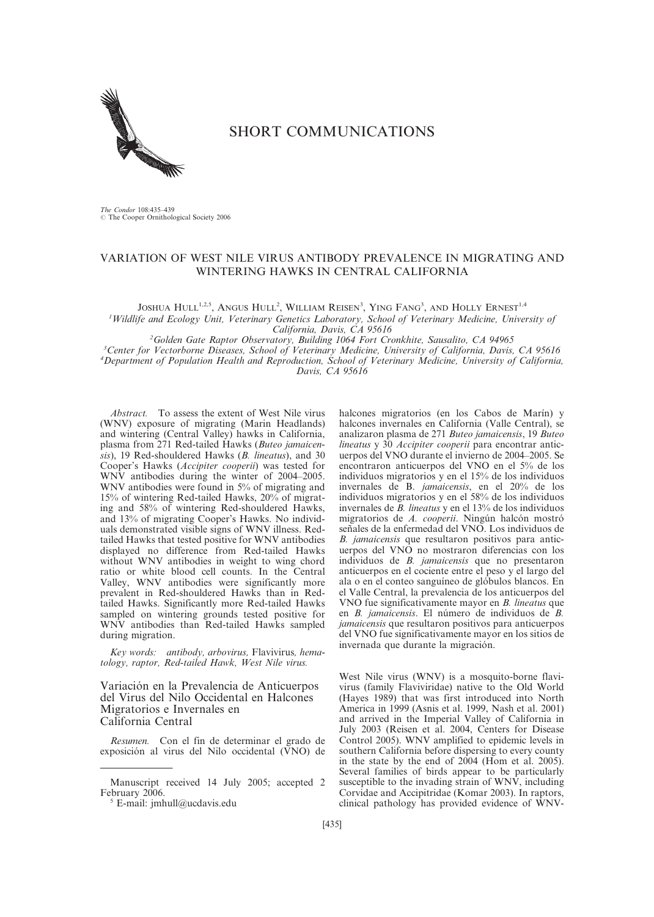# SHORT COMMUNICATIONS

*The Condor* 108:435–439
© The Cooper Ornithological Society 2006

## VARIATION OF WEST NILE VIRUS ANTIBODY PREVALENCE IN MIGRATING AND WINTERING HAWKS IN CENTRAL CALIFORNIA

JOSHUA HULL[1,2,5], ANGUS HULL[2], WILLIAM REISEN[3], YING FANG[3], AND HOLLY ERNEST[1,4]

[1]Wildlife and Ecology Unit, Veterinary Genetics Laboratory, School of Veterinary Medicine, University of California, Davis, CA 95616

[2]Golden Gate Raptor Observatory, Building 1064 Fort Cronkhite, Sausalito, CA 94965

[3]Center for Vectorborne Diseases, School of Veterinary Medicine, University of California, Davis, CA 95616

[4]Department of Population Health and Reproduction, School of Veterinary Medicine, University of California, Davis, CA 95616

*Abstract.* To assess the extent of West Nile virus (WNV) exposure of migrating (Marin Headlands) and wintering (Central Valley) hawks in California, plasma from 271 Red-tailed Hawks (*Buteo jamaicensis*), 19 Red-shouldered Hawks (*B. lineatus*), and 30 Cooper's Hawks (*Accipiter cooperii*) was tested for WNV antibodies during the winter of 2004–2005. WNV antibodies were found in 5% of migrating and 15% of wintering Red-tailed Hawks, 20% of migrating and 58% of wintering Red-shouldered Hawks, and 13% of migrating Cooper's Hawks. No individuals demonstrated visible signs of WNV illness. Red-tailed Hawks that tested positive for WNV antibodies displayed no difference from Red-tailed Hawks without WNV antibodies in weight to wing chord ratio or white blood cell counts. In the Central Valley, WNV antibodies were significantly more prevalent in Red-shouldered Hawks than in Red-tailed Hawks. Significantly more Red-tailed Hawks sampled on wintering grounds tested positive for WNV antibodies than Red-tailed Hawks sampled during migration.

*Key words:* antibody, arbovirus, *Flavivirus*, hematology, raptor, Red-tailed Hawk, West Nile virus.

### Variación en la Prevalencia de Anticuerpos del Virus del Nilo Occidental en Halcones Migratorios e Invernales en California Central

*Resumen.* Con el fin de determinar el grado de exposición al virus del Nilo occidental (VNO) de halcones migratorios (en los Cabos de Marín) y halcones invernales en California (Valle Central), se analizaron plasma de 271 *Buteo jamaicensis*, 19 *Buteo lineatus* y 30 *Accipiter cooperii* para encontrar anticuerpos del VNO durante el invierno de 2004–2005. Se encontraron anticuerpos del VNO en el 5% de los individuos migratorios y en el 15% de los individuos invernales de B. *jamaicensis*, en el 20% de los individuos migratorios y en el 58% de los individuos invernales de *B. lineatus* y en el 13% de los individuos migratorios de *A. cooperii*. Ningún halcón mostró señales de la enfermedad del VNO. Los individuos de *B. jamaicensis* que resultaron positivos para anticuerpos del VNO no mostraron diferencias con los individuos de *B. jamaicensis* que no presentaron anticuerpos en el cociente entre el peso y el largo del ala o en el conteo sanguíneo de glóbulos blancos. En el Valle Central, la prevalencia de los anticuerpos del VNO fue significativamente mayor en *B. lineatus* que en *B. jamaicensis*. El número de individuos de *B. jamaicensis* que resultaron positivos para anticuerpos del VNO fue significativamente mayor en los sitios de invernada que durante la migración.

West Nile virus (WNV) is a mosquito-borne flavivirus (family Flaviviridae) native to the Old World (Hayes 1989) that was first introduced into North America in 1999 (Asnis et al. 1999, Nash et al. 2001) and arrived in the Imperial Valley of California in July 2003 (Reisen et al. 2004, Centers for Disease Control 2005). WNV amplified to epidemic levels in southern California before dispersing to every county in the state by the end of 2004 (Hom et al. 2005). Several families of birds appear to be particularly susceptible to the invading strain of WNV, including Corvidae and Accipitridae (Komar 2003). In raptors, clinical pathology has provided evidence of WNV-

Manuscript received 14 July 2005; accepted 2 February 2006.

[5] E-mail: jmhull@ucdavis.edu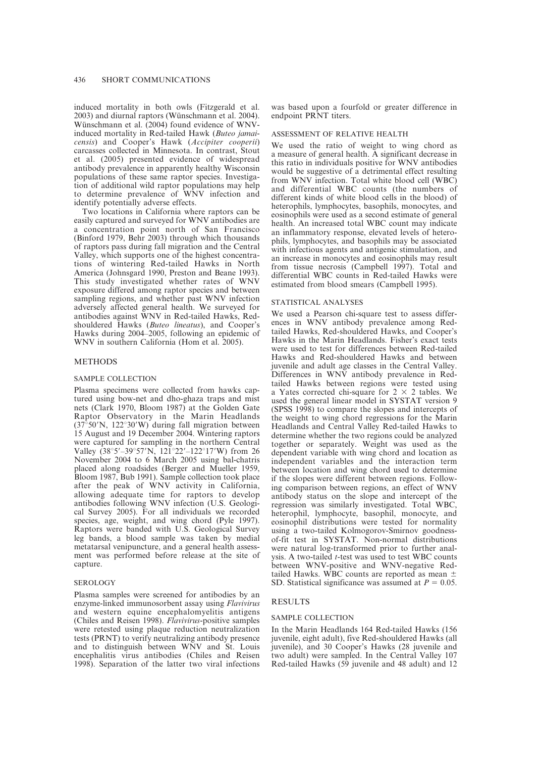induced mortality in both owls (Fitzgerald et al. 2003) and diurnal raptors (Wünschmann et al. 2004). Wünschmann et al. (2004) found evidence of WNV-induced mortality in Red-tailed Hawk (*Buteo jamaicensis*) and Cooper's Hawk (*Accipiter cooperii*) carcasses collected in Minnesota. In contrast, Stout et al. (2005) presented evidence of widespread antibody prevalence in apparently healthy Wisconsin populations of these same raptor species. Investigation of additional wild raptor populations may help to determine prevalence of WNV infection and identify potentially adverse effects.

Two locations in California where raptors can be easily captured and surveyed for WNV antibodies are a concentration point north of San Francisco (Binford 1979, Behr 2003) through which thousands of raptors pass during fall migration and the Central Valley, which supports one of the highest concentrations of wintering Red-tailed Hawks in North America (Johnsgard 1990, Preston and Beane 1993). This study investigated whether rates of WNV exposure differed among raptor species and between sampling regions, and whether past WNV infection adversely affected general health. We surveyed for antibodies against WNV in Red-tailed Hawks, Red-shouldered Hawks (*Buteo lineatus*), and Cooper's Hawks during 2004–2005, following an epidemic of WNV in southern California (Hom et al. 2005).

## METHODS

### SAMPLE COLLECTION

Plasma specimens were collected from hawks captured using bow-net and dho-ghaza traps and mist nets (Clark 1970, Bloom 1987) at the Golden Gate Raptor Observatory in the Marin Headlands (37°50′N, 122°30′W) during fall migration between 15 August and 19 December 2004. Wintering raptors were captured for sampling in the northern Central Valley (38°5′–39°57′N, 121°22′–122°17′W) from 26 November 2004 to 6 March 2005 using bal-chatris placed along roadsides (Berger and Mueller 1959, Bloom 1987, Bub 1991). Sample collection took place after the peak of WNV activity in California, allowing adequate time for raptors to develop antibodies following WNV infection (U.S. Geological Survey 2005). For all individuals we recorded species, age, weight, and wing chord (Pyle 1997). Raptors were banded with U.S. Geological Survey leg bands, a blood sample was taken by medial metatarsal venipuncture, and a general health assessment was performed before release at the site of capture.

### SEROLOGY

Plasma samples were screened for antibodies by an enzyme-linked immunosorbent assay using *Flavivirus* and western equine encephalomyelitis antigens (Chiles and Reisen 1998). *Flavivirus*-positive samples were retested using plaque reduction neutralization tests (PRNT) to verify neutralizing antibody presence and to distinguish between WNV and St. Louis encephalitis virus antibodies (Chiles and Reisen 1998). Separation of the latter two viral infections was based upon a fourfold or greater difference in endpoint PRNT titers.

### ASSESSMENT OF RELATIVE HEALTH

We used the ratio of weight to wing chord as a measure of general health. A significant decrease in this ratio in individuals positive for WNV antibodies would be suggestive of a detrimental effect resulting from WNV infection. Total white blood cell (WBC) and differential WBC counts (the numbers of different kinds of white blood cells in the blood) of heterophils, lymphocytes, basophils, monocytes, and eosinophils were used as a second estimate of general health. An increased total WBC count may indicate an inflammatory response, elevated levels of heterophils, lymphocytes, and basophils may be associated with infectious agents and antigenic stimulation, and an increase in monocytes and eosinophils may result from tissue necrosis (Campbell 1997). Total and differential WBC counts in Red-tailed Hawks were estimated from blood smears (Campbell 1995).

### STATISTICAL ANALYSES

We used a Pearson chi-square test to assess differences in WNV antibody prevalence among Red-tailed Hawks, Red-shouldered Hawks, and Cooper's Hawks in the Marin Headlands. Fisher's exact tests were used to test for differences between Red-tailed Hawks and Red-shouldered Hawks and between juvenile and adult age classes in the Central Valley. Differences in WNV antibody prevalence in Red-tailed Hawks between regions were tested using a Yates corrected chi-square for $2 \times 2$ tables. We used the general linear model in SYSTAT version 9 (SPSS 1998) to compare the slopes and intercepts of the weight to wing chord regressions for the Marin Headlands and Central Valley Red-tailed Hawks to determine whether the two regions could be analyzed together or separately. Weight was used as the dependent variable with wing chord and location as independent variables and the interaction term between location and wing chord used to determine if the slopes were different between regions. Following comparison between regions, an effect of WNV antibody status on the slope and intercept of the regression was similarly investigated. Total WBC, heterophil, lymphocyte, basophil, monocyte, and eosinophil distributions were tested for normality using a two-tailed Kolmogorov-Smirnov goodness-of-fit test in SYSTAT. Non-normal distributions were natural log-transformed prior to further analysis. A two-tailed *t*-test was used to test WBC counts between WNV-positive and WNV-negative Red-tailed Hawks. WBC counts are reported as mean ± SD. Statistical significance was assumed at $P = 0.05$.

## RESULTS

### SAMPLE COLLECTION

In the Marin Headlands 164 Red-tailed Hawks (156 juvenile, eight adult), five Red-shouldered Hawks (all juvenile), and 30 Cooper's Hawks (28 juvenile and two adult) were sampled. In the Central Valley 107 Red-tailed Hawks (59 juvenile and 48 adult) and 12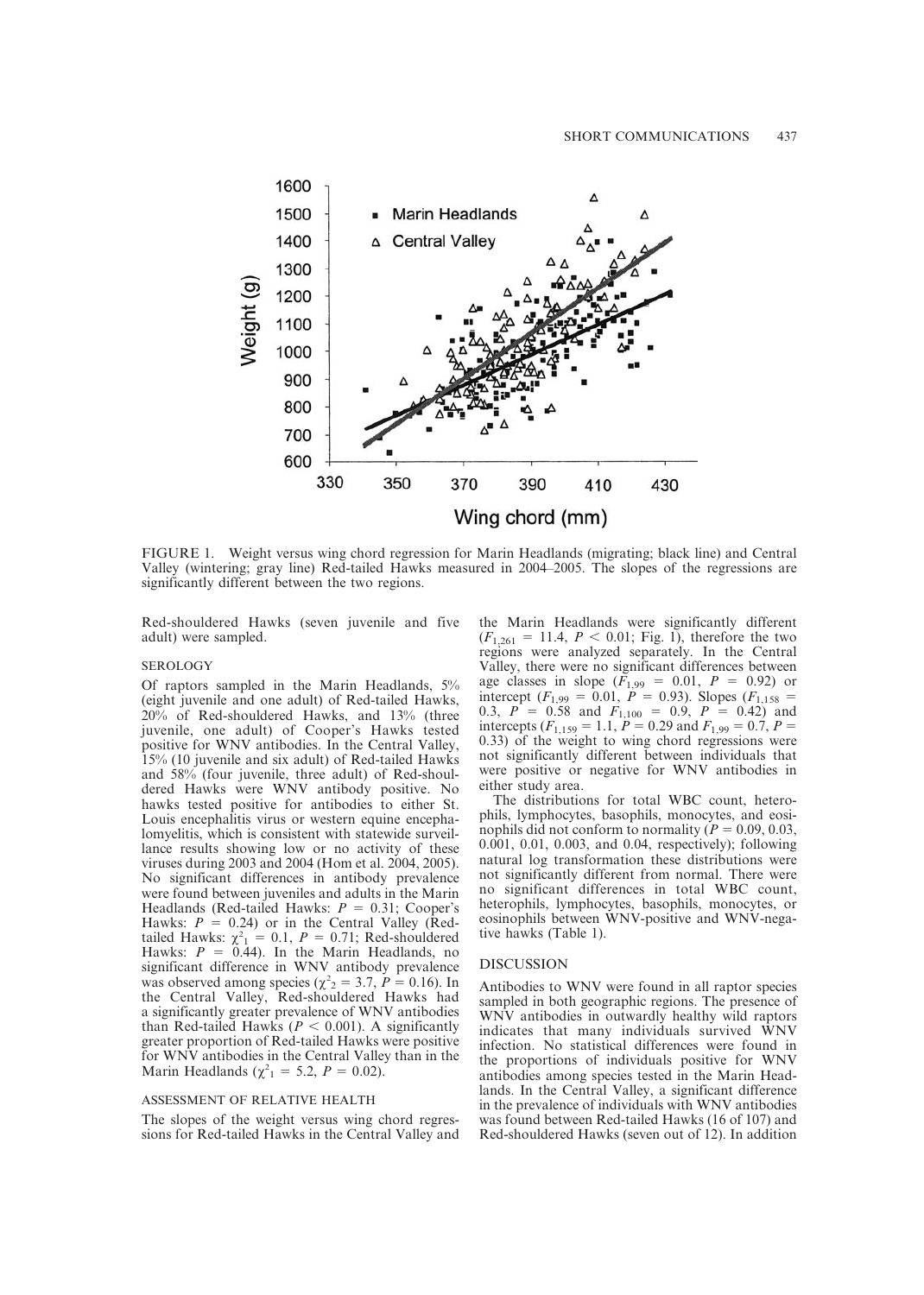FIGURE 1. Weight versus wing chord regression for Marin Headlands (migrating; black line) and Central Valley (wintering; gray line) Red-tailed Hawks measured in 2004–2005. The slopes of the regressions are significantly different between the two regions.

Red-shouldered Hawks (seven juvenile and five adult) were sampled.

### SEROLOGY

Of raptors sampled in the Marin Headlands, 5% (eight juvenile and one adult) of Red-tailed Hawks, 20% of Red-shouldered Hawks, and 13% (three juvenile, one adult) of Cooper's Hawks tested positive for WNV antibodies. In the Central Valley, 15% (10 juvenile and six adult) of Red-tailed Hawks and 58% (four juvenile, three adult) of Red-shouldered Hawks were WNV antibody positive. No hawks tested positive for antibodies to either St. Louis encephalitis virus or western equine encephalomyelitis, which is consistent with statewide surveillance results showing low or no activity of these viruses during 2003 and 2004 (Hom et al. 2004, 2005). No significant differences in antibody prevalence were found between juveniles and adults in the Marin Headlands (Red-tailed Hawks: $P = 0.31$; Cooper's Hawks: $P = 0.24$) or in the Central Valley (Red-tailed Hawks: $\chi^2_1 = 0.1$, $P = 0.71$; Red-shouldered Hawks: $P = 0.44$). In the Marin Headlands, no significant difference in WNV antibody prevalence was observed among species ($\chi^2_2 = 3.7$, $P = 0.16$). In the Central Valley, Red-shouldered Hawks had a significantly greater prevalence of WNV antibodies than Red-tailed Hawks ($P < 0.001$). A significantly greater proportion of Red-tailed Hawks were positive for WNV antibodies in the Central Valley than in the Marin Headlands ($\chi^2_1 = 5.2$, $P = 0.02$).

### ASSESSMENT OF RELATIVE HEALTH

The slopes of the weight versus wing chord regressions for Red-tailed Hawks in the Central Valley and the Marin Headlands were significantly different ($F_{1,261} = 11.4$, $P < 0.01$; Fig. 1), therefore the two regions were analyzed separately. In the Central Valley, there were no significant differences between age classes in slope ($F_{1,99} = 0.01$, $P = 0.92$) or intercept ($F_{1,99} = 0.01$, $P = 0.93$). Slopes ($F_{1,158} = 0.3$, $P = 0.58$ and $F_{1,100} = 0.9$, $P = 0.42$) and intercepts ($F_{1,159} = 1.1$, $P = 0.29$ and $F_{1,99} = 0.7$, $P = 0.33$) of the weight to wing chord regressions were not significantly different between individuals that were positive or negative for WNV antibodies in either study area.

The distributions for total WBC count, heterophils, lymphocytes, basophils, monocytes, and eosinophils did not conform to normality ($P = 0.09$, 0.03, 0.001, 0.01, 0.003, and 0.04, respectively); following natural log transformation these distributions were not significantly different from normal. There were no significant differences in total WBC count, heterophils, lymphocytes, basophils, monocytes, or eosinophils between WNV-positive and WNV-negative hawks (Table 1).

## DISCUSSION

Antibodies to WNV were found in all raptor species sampled in both geographic regions. The presence of WNV antibodies in outwardly healthy wild raptors indicates that many individuals survived WNV infection. No statistical differences were found in the proportions of individuals positive for WNV antibodies among species tested in the Marin Headlands. In the Central Valley, a significant difference in the prevalence of individuals with WNV antibodies was found between Red-tailed Hawks (16 of 107) and Red-shouldered Hawks (seven out of 12). In addition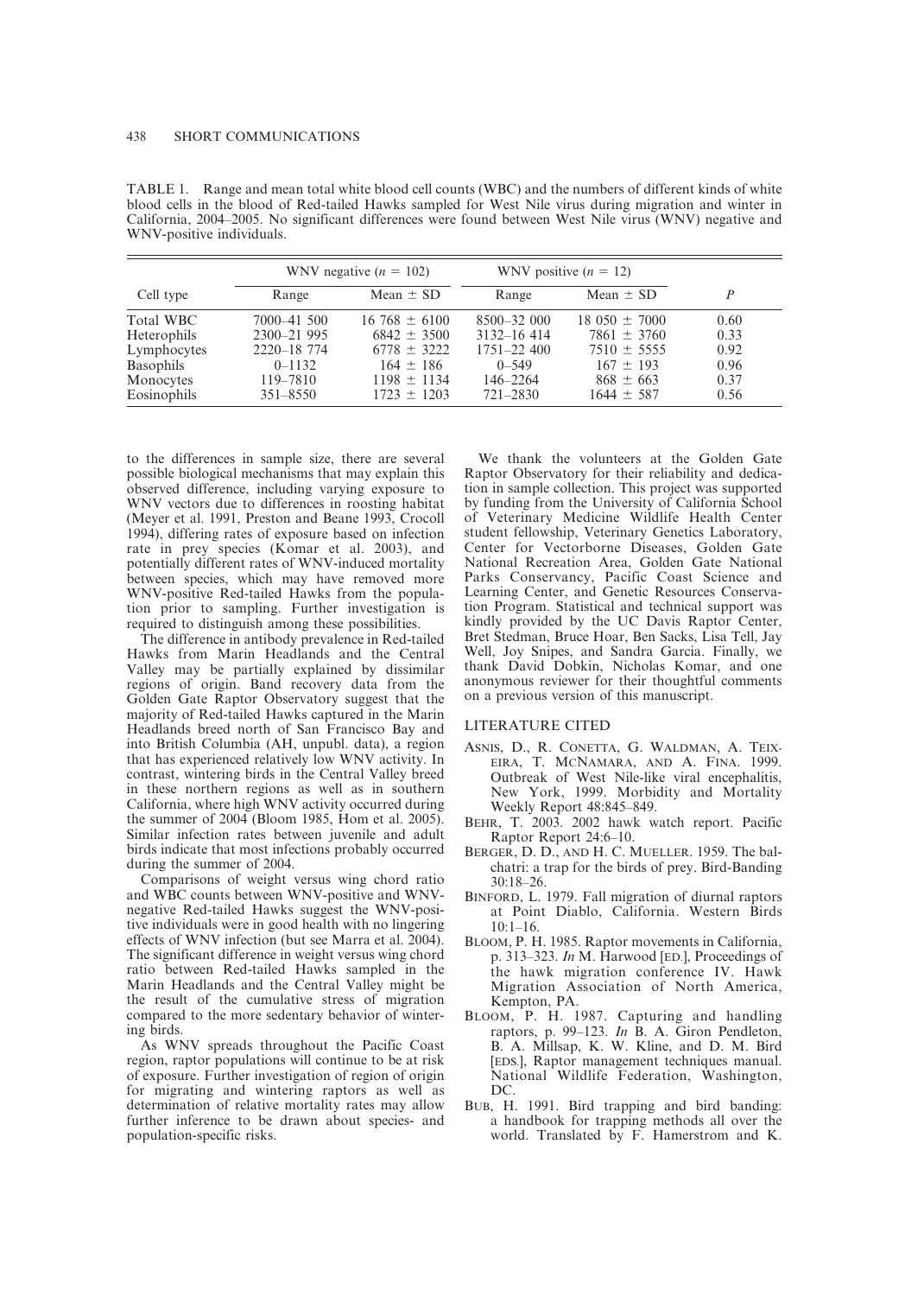TABLE 1. Range and mean total white blood cell counts (WBC) and the numbers of different kinds of white blood cells in the blood of Red-tailed Hawks sampled for West Nile virus during migration and winter in California, 2004–2005. No significant differences were found between West Nile virus (WNV) negative and WNV-positive individuals.

| | WNV negative ($n$ = 102) | | WNV positive ($n$ = 12) | | |
|---|---|---|---|---|---|
| Cell type | Range | Mean ± SD | Range | Mean ± SD | $P$ |
| Total WBC | 7000–41 500 | 16 768 ± 6100 | 8500–32 000 | 18 050 ± 7000 | 0.60 |
| Heterophils | 2300–21 995 | 6842 ± 3500 | 3132–16 414 | 7861 ± 3760 | 0.33 |
| Lymphocytes | 2220–18 774 | 6778 ± 3222 | 1751–22 400 | 7510 ± 5555 | 0.92 |
| Basophils | 0–1132 | 164 ± 186 | 0–549 | 167 ± 193 | 0.96 |
| Monocytes | 119–7810 | 1198 ± 1134 | 146–2264 | 868 ± 663 | 0.37 |
| Eosinophils | 351–8550 | 1723 ± 1203 | 721–2830 | 1644 ± 587 | 0.56 |

to the differences in sample size, there are several possible biological mechanisms that may explain this observed difference, including varying exposure to WNV vectors due to differences in roosting habitat (Meyer et al. 1991, Preston and Beane 1993, Crocoll 1994), differing rates of exposure based on infection rate in prey species (Komar et al. 2003), and potentially different rates of WNV-induced mortality between species, which may have removed more WNV-positive Red-tailed Hawks from the population prior to sampling. Further investigation is required to distinguish among these possibilities.

The difference in antibody prevalence in Red-tailed Hawks from Marin Headlands and the Central Valley may be partially explained by dissimilar regions of origin. Band recovery data from the Golden Gate Raptor Observatory suggest that the majority of Red-tailed Hawks captured in the Marin Headlands breed north of San Francisco Bay and into British Columbia (AH, unpubl. data), a region that has experienced relatively low WNV activity. In contrast, wintering birds in the Central Valley breed in these northern regions as well as in southern California, where high WNV activity occurred during the summer of 2004 (Bloom 1985, Hom et al. 2005). Similar infection rates between juvenile and adult birds indicate that most infections probably occurred during the summer of 2004.

Comparisons of weight versus wing chord ratio and WBC counts between WNV-positive and WNV-negative Red-tailed Hawks suggest the WNV-positive individuals were in good health with no lingering effects of WNV infection (but see Marra et al. 2004). The significant difference in weight versus wing chord ratio between Red-tailed Hawks sampled in the Marin Headlands and the Central Valley might be the result of the cumulative stress of migration compared to the more sedentary behavior of wintering birds.

As WNV spreads throughout the Pacific Coast region, raptor populations will continue to be at risk of exposure. Further investigation of region of origin for migrating and wintering raptors as well as determination of relative mortality rates may allow further inference to be drawn about species- and population-specific risks.

We thank the volunteers at the Golden Gate Raptor Observatory for their reliability and dedication in sample collection. This project was supported by funding from the University of California School of Veterinary Medicine Wildlife Health Center student fellowship, Veterinary Genetics Laboratory, Center for Vectorborne Diseases, Golden Gate National Recreation Area, Golden Gate National Parks Conservancy, Pacific Coast Science and Learning Center, and Genetic Resources Conservation Program. Statistical and technical support was kindly provided by the UC Davis Raptor Center, Bret Stedman, Bruce Hoar, Ben Sacks, Lisa Tell, Jay Well, Joy Snipes, and Sandra Garcia. Finally, we thank David Dobkin, Nicholas Komar, and one anonymous reviewer for their thoughtful comments on a previous version of this manuscript.

## LITERATURE CITED

ASNIS, D., R. CONETTA, G. WALDMAN, A. TEIXEIRA, T. MCNAMARA, AND A. FINA. 1999. Outbreak of West Nile-like viral encephalitis, New York, 1999. Morbidity and Mortality Weekly Report 48:845–849.

BEHR, T. 2003. 2002 hawk watch report. Pacific Raptor Report 24:6–10.

BERGER, D. D., AND H. C. MUELLER. 1959. The bal-chatri: a trap for the birds of prey. Bird-Banding 30:18–26.

BINFORD, L. 1979. Fall migration of diurnal raptors at Point Diablo, California. Western Birds 10:1–16.

BLOOM, P. H. 1985. Raptor movements in California, p. 313–323. *In* M. Harwood [ED.], Proceedings of the hawk migration conference IV. Hawk Migration Association of North America, Kempton, PA.

BLOOM, P. H. 1987. Capturing and handling raptors, p. 99–123. *In* B. A. Giron Pendleton, B. A. Millsap, K. W. Kline, and D. M. Bird [EDS.], Raptor management techniques manual. National Wildlife Federation, Washington, DC.

BUB, H. 1991. Bird trapping and bird banding: a handbook for trapping methods all over the world. Translated by F. Hamerstrom and K.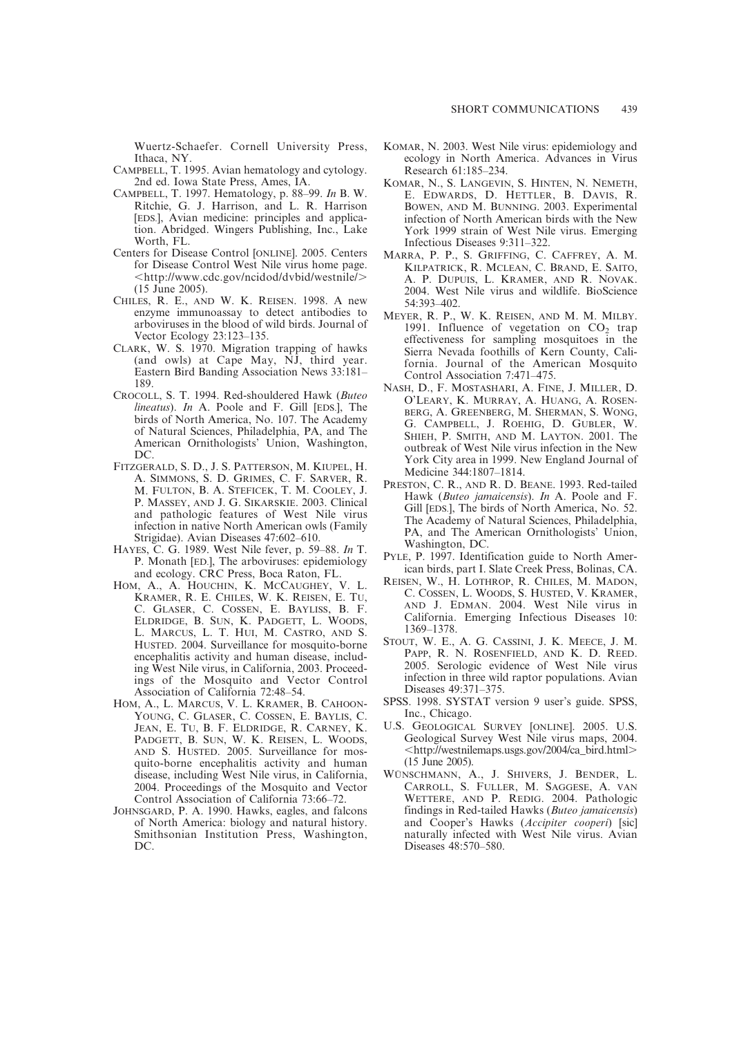Wuertz-Schaefer. Cornell University Press, Ithaca, NY.

CAMPBELL, T. 1995. Avian hematology and cytology. 2nd ed. Iowa State Press, Ames, IA.

CAMPBELL, T. 1997. Hematology, p. 88–99. *In* B. W. Ritchie, G. J. Harrison, and L. R. Harrison [EDS.], Avian medicine: principles and application. Abridged. Wingers Publishing, Inc., Lake Worth, FL.

Centers for Disease Control [ONLINE]. 2005. Centers for Disease Control West Nile virus home page. <http://www.cdc.gov/ncidod/dvbid/westnile/> (15 June 2005).

CHILES, R. E., AND W. K. REISEN. 1998. A new enzyme immunoassay to detect antibodies to arboviruses in the blood of wild birds. Journal of Vector Ecology 23:123–135.

CLARK, W. S. 1970. Migration trapping of hawks (and owls) at Cape May, NJ, third year. Eastern Bird Banding Association News 33:181–189.

CROCOLL, S. T. 1994. Red-shouldered Hawk (*Buteo lineatus*). *In* A. Poole and F. Gill [EDS.], The birds of North America, No. 107. The Academy of Natural Sciences, Philadelphia, PA, and The American Ornithologists' Union, Washington, DC.

FITZGERALD, S. D., J. S. PATTERSON, M. KIUPEL, H. A. SIMMONS, S. D. GRIMES, C. F. SARVER, R. M. FULTON, B. A. STEFICEK, T. M. COOLEY, J. P. MASSEY, AND J. G. SIKARSKIE. 2003. Clinical and pathologic features of West Nile virus infection in native North American owls (Family Strigidae). Avian Diseases 47:602–610.

HAYES, C. G. 1989. West Nile fever, p. 59–88. *In* T. P. Monath [ED.], The arboviruses: epidemiology and ecology. CRC Press, Boca Raton, FL.

HOM, A., A. HOUCHIN, K. MCCAUGHEY, V. L. KRAMER, R. E. CHILES, W. K. REISEN, E. TU, C. GLASER, C. COSSEN, E. BAYLISS, B. F. ELDRIDGE, B. SUN, K. PADGETT, L. WOODS, L. MARCUS, L. T. HUI, M. CASTRO, AND S. HUSTED. 2004. Surveillance for mosquito-borne encephalitis activity and human disease, including West Nile virus, in California, 2003. Proceedings of the Mosquito and Vector Control Association of California 72:48–54.

HOM, A., L. MARCUS, V. L. KRAMER, B. CAHOON-YOUNG, C. GLASER, C. COSSEN, E. BAYLIS, C. JEAN, E. TU, B. F. ELDRIDGE, R. CARNEY, K. PADGETT, B. SUN, W. K. REISEN, L. WOODS, AND S. HUSTED. 2005. Surveillance for mosquito-borne encephalitis activity and human disease, including West Nile virus, in California, 2004. Proceedings of the Mosquito and Vector Control Association of California 73:66–72.

JOHNSGARD, P. A. 1990. Hawks, eagles, and falcons of North America: biology and natural history. Smithsonian Institution Press, Washington, DC.

KOMAR, N. 2003. West Nile virus: epidemiology and ecology in North America. Advances in Virus Research 61:185–234.

KOMAR, N., S. LANGEVIN, S. HINTEN, N. NEMETH, E. EDWARDS, D. HETTLER, B. DAVIS, R. BOWEN, AND M. BUNNING. 2003. Experimental infection of North American birds with the New York 1999 strain of West Nile virus. Emerging Infectious Diseases 9:311–322.

MARRA, P. P., S. GRIFFING, C. CAFFREY, A. M. KILPATRICK, R. MCLEAN, C. BRAND, E. SAITO, A. P. DUPUIS, L. KRAMER, AND R. NOVAK. 2004. West Nile virus and wildlife. BioScience 54:393–402.

MEYER, R. P., W. K. REISEN, AND M. M. MILBY. 1991. Influence of vegetation on $CO_2$ trap effectiveness for sampling mosquitoes in the Sierra Nevada foothills of Kern County, California. Journal of the American Mosquito Control Association 7:471–475.

NASH, D., F. MOSTASHARI, A. FINE, J. MILLER, D. O'LEARY, K. MURRAY, A. HUANG, A. ROSENBERG, A. GREENBERG, M. SHERMAN, S. WONG, G. CAMPBELL, J. ROEHIG, D. GUBLER, W. SHIEH, P. SMITH, AND M. LAYTON. 2001. The outbreak of West Nile virus infection in the New York City area in 1999. New England Journal of Medicine 344:1807–1814.

PRESTON, C. R., AND R. D. BEANE. 1993. Red-tailed Hawk (*Buteo jamaicensis*). *In* A. Poole and F. Gill [EDS.], The birds of North America, No. 52. The Academy of Natural Sciences, Philadelphia, PA, and The American Ornithologists' Union, Washington, DC.

PYLE, P. 1997. Identification guide to North American birds, part I. Slate Creek Press, Bolinas, CA.

REISEN, W., H. LOTHROP, R. CHILES, M. MADON, C. COSSEN, L. WOODS, S. HUSTED, V. KRAMER, AND J. EDMAN. 2004. West Nile virus in California. Emerging Infectious Diseases 10: 1369–1378.

STOUT, W. E., A. G. CASSINI, J. K. MEECE, J. M. PAPP, R. N. ROSENFIELD, AND K. D. REED. 2005. Serologic evidence of West Nile virus infection in three wild raptor populations. Avian Diseases 49:371–375.

SPSS. 1998. SYSTAT version 9 user's guide. SPSS, Inc., Chicago.

U.S. GEOLOGICAL SURVEY [ONLINE]. 2005. U.S. Geological Survey West Nile virus maps, 2004. <http://westnilemaps.usgs.gov/2004/ca_bird.html> (15 June 2005).

WÜNSCHMANN, A., J. SHIVERS, J. BENDER, L. CARROLL, S. FULLER, M. SAGGESE, A. VAN WETTERE, AND P. REDIG. 2004. Pathologic findings in Red-tailed Hawks (*Buteo jamaicensis*) and Cooper's Hawks (*Accipiter cooperi*) [sic] naturally infected with West Nile virus. Avian Diseases 48:570–580.